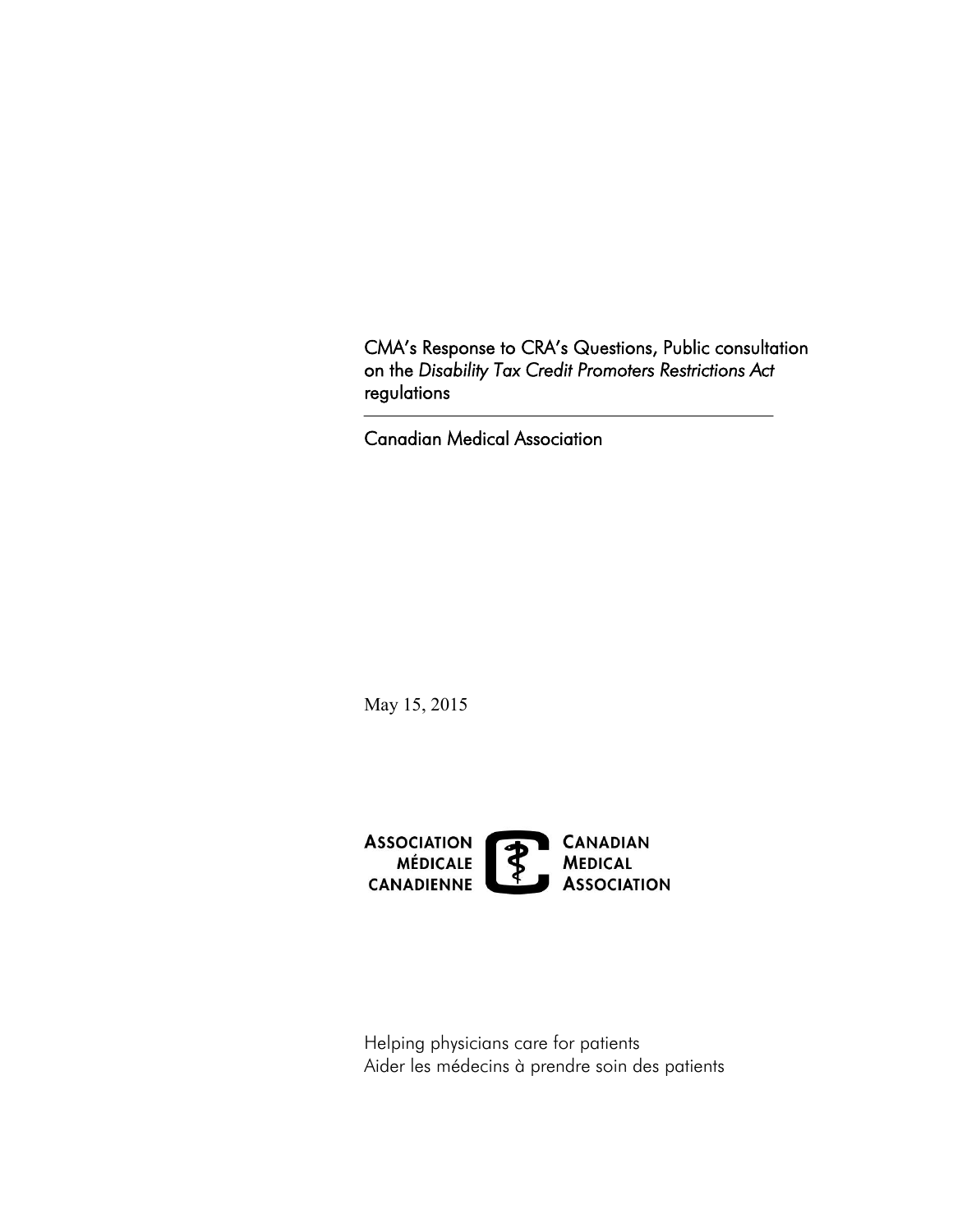# CMA's Response to CRA's Questions, Public consultation on the *Disability Tax Credit Promoters Restrictions Act* regulations

Canadian Medical Association

May 15, 2015

**ASSOCIATION MÉDICALE CANADIENNE** | **CANADIAN MEDICAL ASSOCIATION**

Helping physicians care for patients
Aider les médecins à prendre soin des patients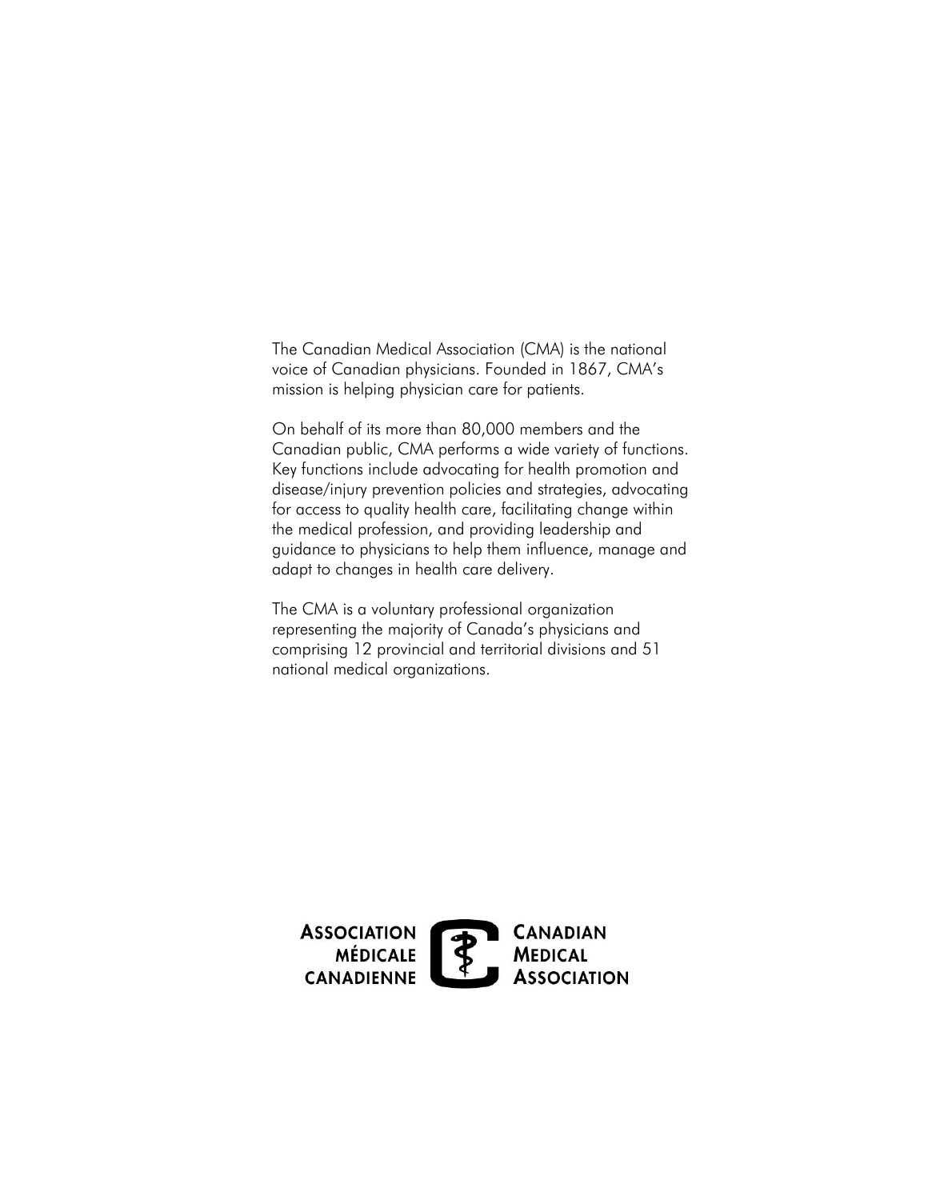The Canadian Medical Association (CMA) is the national voice of Canadian physicians. Founded in 1867, CMA's mission is helping physician care for patients.

On behalf of its more than 80,000 members and the Canadian public, CMA performs a wide variety of functions. Key functions include advocating for health promotion and disease/injury prevention policies and strategies, advocating for access to quality health care, facilitating change within the medical profession, and providing leadership and guidance to physicians to help them influence, manage and adapt to changes in health care delivery.

The CMA is a voluntary professional organization representing the majority of Canada's physicians and comprising 12 provincial and territorial divisions and 51 national medical organizations.

ASSOCIATION MÉDICALE CANADIENNE

CANADIAN MEDICAL ASSOCIATION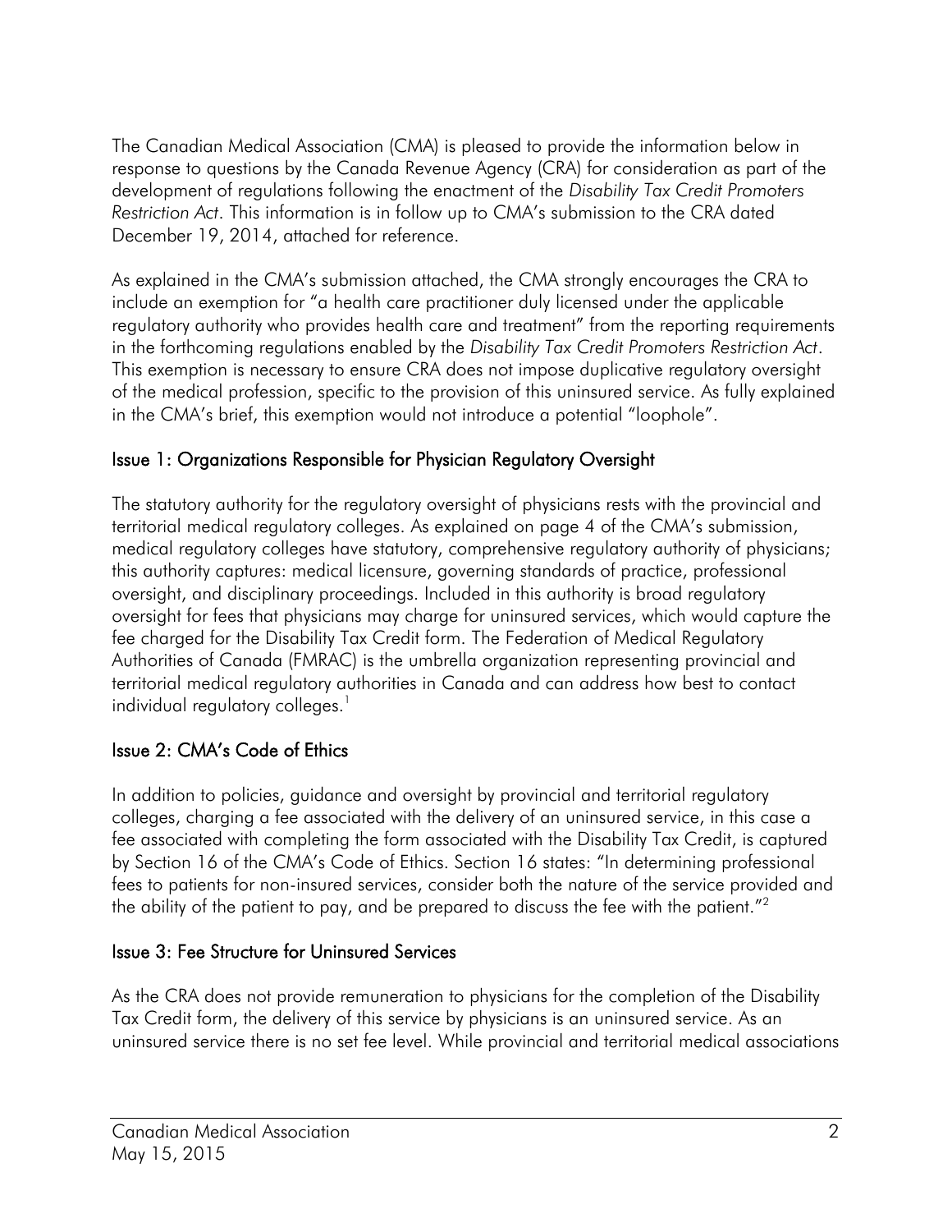The Canadian Medical Association (CMA) is pleased to provide the information below in response to questions by the Canada Revenue Agency (CRA) for consideration as part of the development of regulations following the enactment of the *Disability Tax Credit Promoters Restriction Act*. This information is in follow up to CMA's submission to the CRA dated December 19, 2014, attached for reference.

As explained in the CMA's submission attached, the CMA strongly encourages the CRA to include an exemption for "a health care practitioner duly licensed under the applicable regulatory authority who provides health care and treatment" from the reporting requirements in the forthcoming regulations enabled by the *Disability Tax Credit Promoters Restriction Act*. This exemption is necessary to ensure CRA does not impose duplicative regulatory oversight of the medical profession, specific to the provision of this uninsured service. As fully explained in the CMA's brief, this exemption would not introduce a potential "loophole".

## Issue 1: Organizations Responsible for Physician Regulatory Oversight

The statutory authority for the regulatory oversight of physicians rests with the provincial and territorial medical regulatory colleges. As explained on page 4 of the CMA's submission, medical regulatory colleges have statutory, comprehensive regulatory authority of physicians; this authority captures: medical licensure, governing standards of practice, professional oversight, and disciplinary proceedings. Included in this authority is broad regulatory oversight for fees that physicians may charge for uninsured services, which would capture the fee charged for the Disability Tax Credit form. The Federation of Medical Regulatory Authorities of Canada (FMRAC) is the umbrella organization representing provincial and territorial medical regulatory authorities in Canada and can address how best to contact individual regulatory colleges.[1]

## Issue 2: CMA's Code of Ethics

In addition to policies, guidance and oversight by provincial and territorial regulatory colleges, charging a fee associated with the delivery of an uninsured service, in this case a fee associated with completing the form associated with the Disability Tax Credit, is captured by Section 16 of the CMA's Code of Ethics. Section 16 states: "In determining professional fees to patients for non-insured services, consider both the nature of the service provided and the ability of the patient to pay, and be prepared to discuss the fee with the patient."[2]

## Issue 3: Fee Structure for Uninsured Services

As the CRA does not provide remuneration to physicians for the completion of the Disability Tax Credit form, the delivery of this service by physicians is an uninsured service. As an uninsured service there is no set fee level. While provincial and territorial medical associations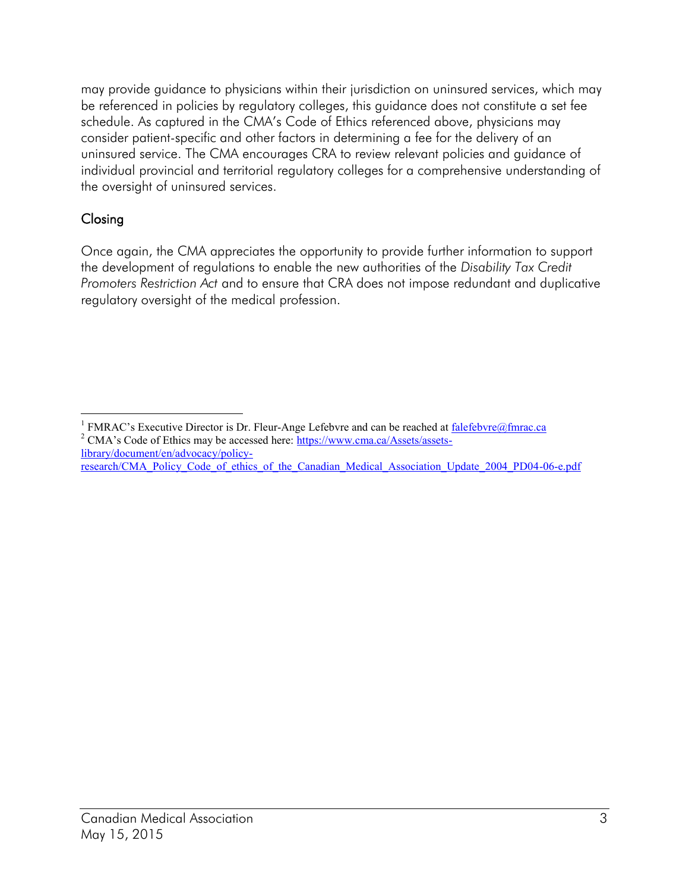may provide guidance to physicians within their jurisdiction on uninsured services, which may be referenced in policies by regulatory colleges, this guidance does not constitute a set fee schedule. As captured in the CMA's Code of Ethics referenced above, physicians may consider patient-specific and other factors in determining a fee for the delivery of an uninsured service. The CMA encourages CRA to review relevant policies and guidance of individual provincial and territorial regulatory colleges for a comprehensive understanding of the oversight of uninsured services.

## Closing

Once again, the CMA appreciates the opportunity to provide further information to support the development of regulations to enable the new authorities of the *Disability Tax Credit Promoters Restriction Act* and to ensure that CRA does not impose redundant and duplicative regulatory oversight of the medical profession.

---

[1] FMRAC's Executive Director is Dr. Fleur-Ange Lefebvre and can be reached at falefebvre@fmrac.ca

[2] CMA's Code of Ethics may be accessed here: https://www.cma.ca/Assets/assets-library/document/en/advocacy/policy-research/CMA_Policy_Code_of_ethics_of_the_Canadian_Medical_Association_Update_2004_PD04-06-e.pdf